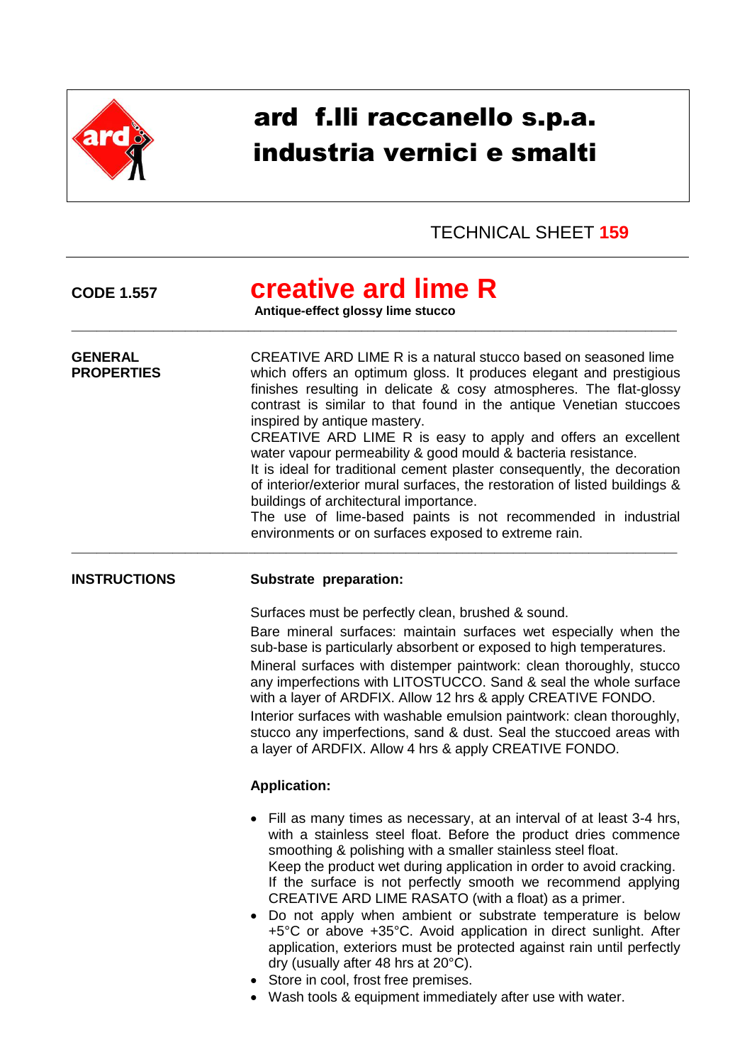# ard f.lli raccanello s.p.a.
# industria vernici e smalti

TECHNICAL SHEET **159**

**CODE 1.557**

## creative ard lime R

**Antique-effect glossy lime stucco**

---

**GENERAL PROPERTIES**

CREATIVE ARD LIME R is a natural stucco based on seasoned lime which offers an optimum gloss. It produces elegant and prestigious finishes resulting in delicate & cosy atmospheres. The flat-glossy contrast is similar to that found in the antique Venetian stuccoes inspired by antique mastery.
CREATIVE ARD LIME R is easy to apply and offers an excellent water vapour permeability & good mould & bacteria resistance.
It is ideal for traditional cement plaster consequently, the decoration of interior/exterior mural surfaces, the restoration of listed buildings & buildings of architectural importance.
The use of lime-based paints is not recommended in industrial environments or on surfaces exposed to extreme rain.

---

**INSTRUCTIONS**

**Substrate preparation:**

Surfaces must be perfectly clean, brushed & sound.

Bare mineral surfaces: maintain surfaces wet especially when the sub-base is particularly absorbent or exposed to high temperatures.

Mineral surfaces with distemper paintwork: clean thoroughly, stucco any imperfections with LITOSTUCCO. Sand & seal the whole surface with a layer of ARDFIX. Allow 12 hrs & apply CREATIVE FONDO.

Interior surfaces with washable emulsion paintwork: clean thoroughly, stucco any imperfections, sand & dust. Seal the stuccoed areas with a layer of ARDFIX. Allow 4 hrs & apply CREATIVE FONDO.

**Application:**

- Fill as many times as necessary, at an interval of at least 3-4 hrs, with a stainless steel float. Before the product dries commence smoothing & polishing with a smaller stainless steel float.
  Keep the product wet during application in order to avoid cracking.
  If the surface is not perfectly smooth we recommend applying CREATIVE ARD LIME RASATO (with a float) as a primer.
- Do not apply when ambient or substrate temperature is below +5°C or above +35°C. Avoid application in direct sunlight. After application, exteriors must be protected against rain until perfectly dry (usually after 48 hrs at 20°C).
- Store in cool, frost free premises.
- Wash tools & equipment immediately after use with water.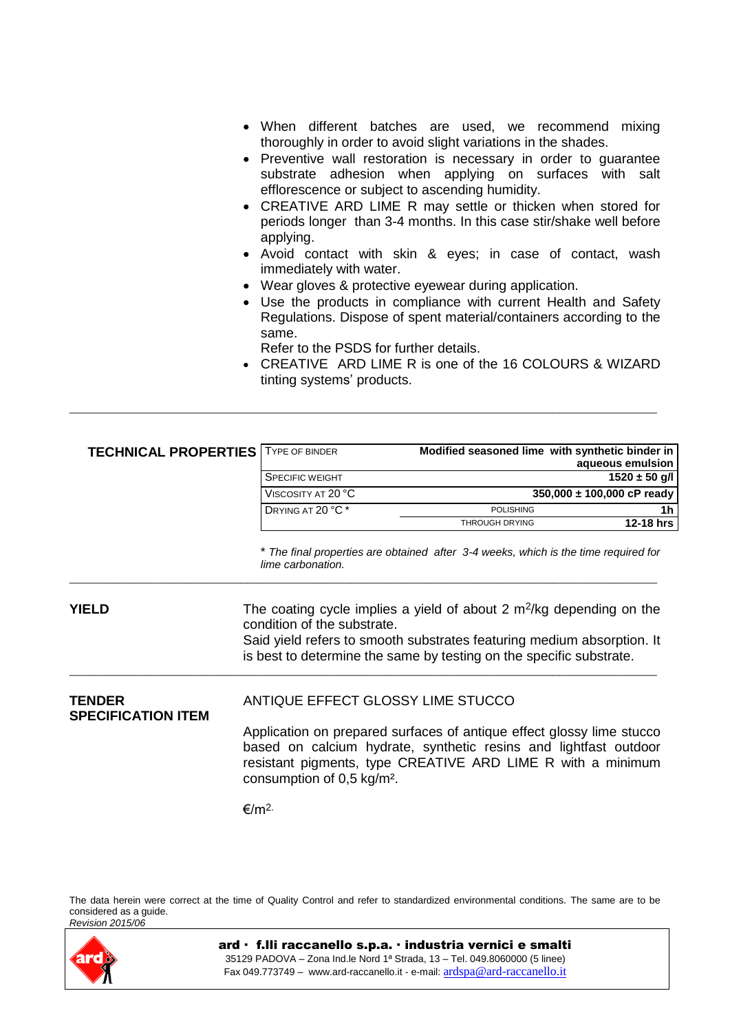- When different batches are used, we recommend mixing thoroughly in order to avoid slight variations in the shades.
- Preventive wall restoration is necessary in order to guarantee substrate adhesion when applying on surfaces with salt efflorescence or subject to ascending humidity.
- CREATIVE ARD LIME R may settle or thicken when stored for periods longer than 3-4 months. In this case stir/shake well before applying.
- Avoid contact with skin & eyes; in case of contact, wash immediately with water.
- Wear gloves & protective eyewear during application.
- Use the products in compliance with current Health and Safety Regulations. Dispose of spent material/containers according to the same.
  Refer to the PSDS for further details.
- CREATIVE ARD LIME R is one of the 16 COLOURS & WIZARD tinting systems' products.

---

## TECHNICAL PROPERTIES

| | | |
|---|---|---|
| TYPE OF BINDER | | **Modified seasoned lime with synthetic binder in aqueous emulsion** |
| SPECIFIC WEIGHT | | **1520 ± 50 g/l** |
| VISCOSITY AT 20 °C | | **350,000 ± 100,000 cP ready** |
| DRYING AT 20 °C * | POLISHING | **1h** |
| | THROUGH DRYING | **12-18 hrs** |

*\* The final properties are obtained after 3-4 weeks, which is the time required for lime carbonation.*

---

## YIELD

The coating cycle implies a yield of about 2 m²/kg depending on the condition of the substrate.
Said yield refers to smooth substrates featuring medium absorption. It is best to determine the same by testing on the specific substrate.

---

## TENDER SPECIFICATION ITEM

ANTIQUE EFFECT GLOSSY LIME STUCCO

Application on prepared surfaces of antique effect glossy lime stucco based on calcium hydrate, synthetic resins and lightfast outdoor resistant pigments, type CREATIVE ARD LIME R with a minimum consumption of 0,5 kg/m².

€/m².

The data herein were correct at the time of Quality Control and refer to standardized environmental conditions. The same are to be considered as a guide.
*Revision 2015/06*

**ard · f.lli raccanello s.p.a. · industria vernici e smalti**
35129 PADOVA – Zona Ind.le Nord 1ª Strada, 13 – Tel. 049.8060000 (5 linee)
Fax 049.773749 – www.ard-raccanello.it - e-mail: ardspa@ard-raccanello.it